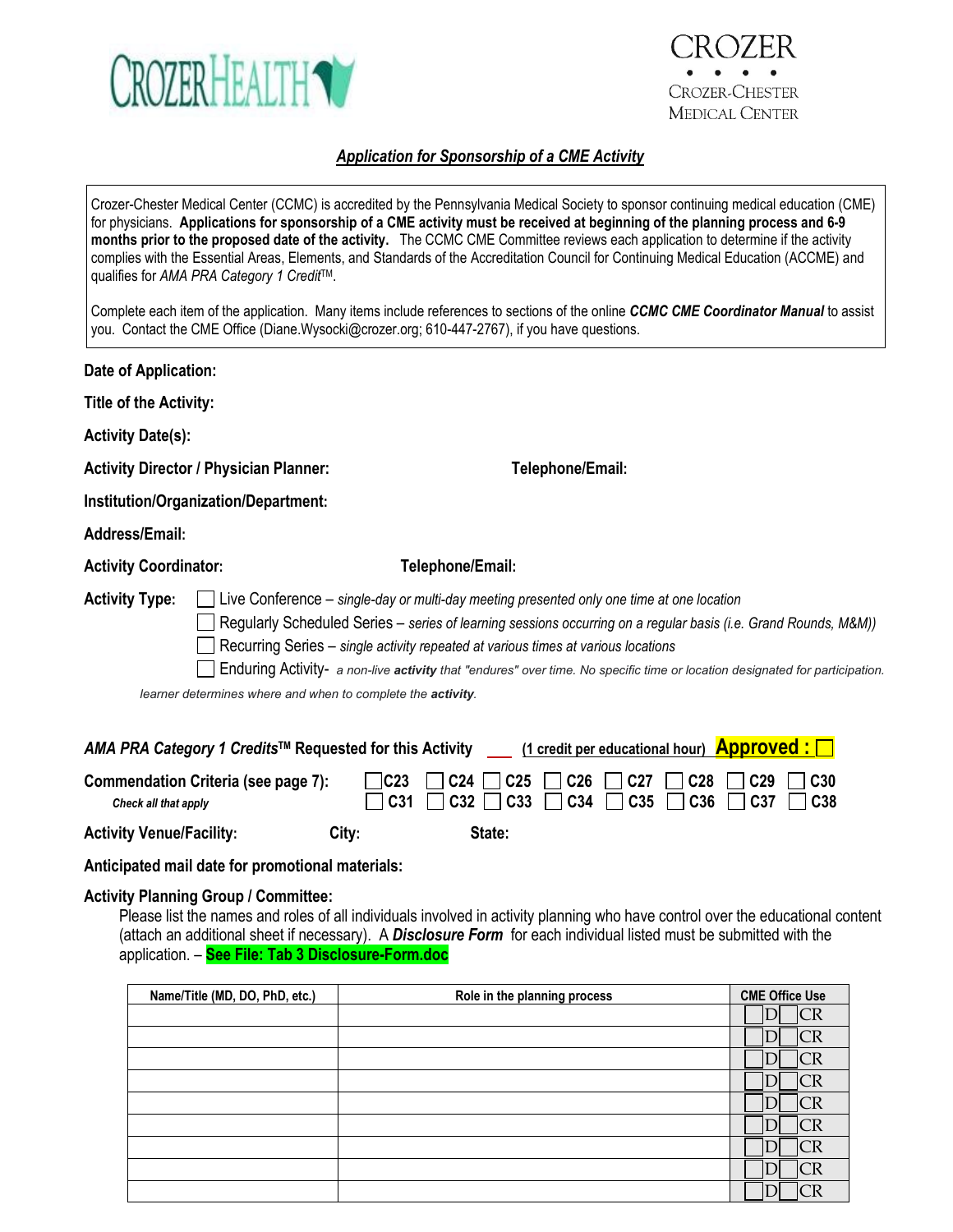CROZERHEALTH

CROZER
CROZER-CHESTER MEDICAL CENTER

## *Application for Sponsorship of a CME Activity*

Crozer-Chester Medical Center (CCMC) is accredited by the Pennsylvania Medical Society to sponsor continuing medical education (CME) for physicians. **Applications for sponsorship of a CME activity must be received at beginning of the planning process and 6-9 months prior to the proposed date of the activity.** The CCMC CME Committee reviews each application to determine if the activity complies with the Essential Areas, Elements, and Standards of the Accreditation Council for Continuing Medical Education (ACCME) and qualifies for *AMA PRA Category 1 Credit*™.

Complete each item of the application. Many items include references to sections of the online ***CCMC CME Coordinator Manual*** to assist you. Contact the CME Office (Diane.Wysocki@crozer.org; 610-447-2767), if you have questions.

**Date of Application:**

**Title of the Activity:**

**Activity Date(s):**

**Activity Director / Physician Planner:** **Telephone/Email:**

**Institution/Organization/Department:**

**Address/Email:**

**Activity Coordinator:** **Telephone/Email:**

**Activity Type:**
- ☐ Live Conference – *single-day or multi-day meeting presented only one time at one location*
- ☐ Regularly Scheduled Series – *series of learning sessions occurring on a regular basis (i.e. Grand Rounds, M&M))*
- ☐ Recurring Series – *single activity repeated at various times at various locations*
- ☐ Enduring Activity- *a non-live* ***activity*** *that "endures" over time. No specific time or location designated for participation. learner determines where and when to complete the* ***activity****.*

***AMA PRA Category 1 Credits*™ Requested for this Activity** ___ **(1 credit per educational hour)** **Approved :** ☐

**Commendation Criteria (see page 7):** ☐ C23 ☐ C24 ☐ C25 ☐ C26 ☐ C27 ☐ C28 ☐ C29 ☐ C30
***Check all that apply*** ☐ C31 ☐ C32 ☐ C33 ☐ C34 ☐ C35 ☐ C36 ☐ C37 ☐ C38

**Activity Venue/Facility:** **City:** **State:**

**Anticipated mail date for promotional materials:**

**Activity Planning Group / Committee:**

Please list the names and roles of all individuals involved in activity planning who have control over the educational content (attach an additional sheet if necessary). A ***Disclosure Form*** for each individual listed must be submitted with the application. – **See File: Tab 3 Disclosure-Form.doc**

| Name/Title (MD, DO, PhD, etc.) | Role in the planning process | CME Office Use |
|---|---|---|
| | | ☐D ☐CR |
| | | ☐D ☐CR |
| | | ☐D ☐CR |
| | | ☐D ☐CR |
| | | ☐D ☐CR |
| | | ☐D ☐CR |
| | | ☐D ☐CR |
| | | ☐D ☐CR |
| | | ☐D ☐CR |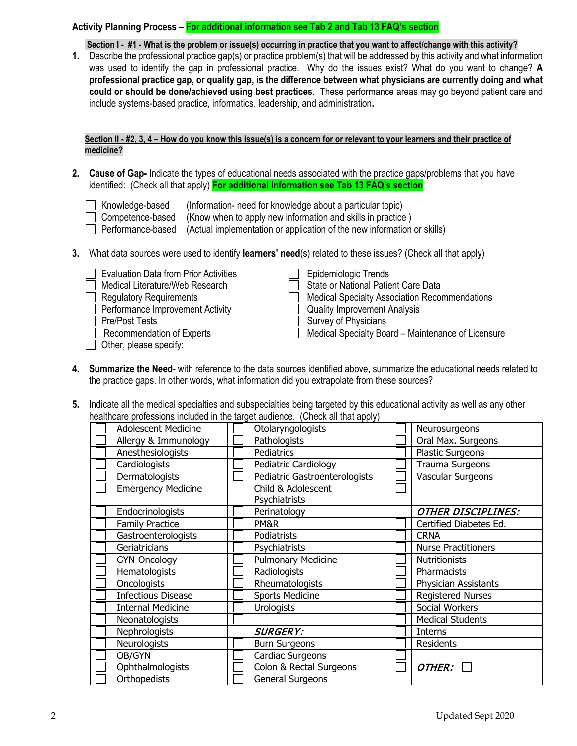**Activity Planning Process – For additional information see Tab 2 and Tab 13 FAQ's section**

**Section I - #1 - What is the problem or issue(s) occurring in practice that you want to affect/change with this activity?**

1. Describe the professional practice gap(s) or practice problem(s) that will be addressed by this activity and what information was used to identify the gap in professional practice. Why do the issues exist? What do you want to change? **A professional practice gap, or quality gap, is the difference between what physicians are currently doing and what could or should be done/achieved using best practices**. These performance areas may go beyond patient care and include systems-based practice, informatics, leadership, and administration**.**

**Section II - #2, 3, 4 – How do you know this issue(s) is a concern for or relevant to your learners and their practice of medicine?**

2. **Cause of Gap-** Indicate the types of educational needs associated with the practice gaps/problems that you have identified: (Check all that apply) **For additional information see Tab 13 FAQ's section**

   - ☐ Knowledge-based (Information- need for knowledge about a particular topic)
   - ☐ Competence-based (Know when to apply new information and skills in practice )
   - ☐ Performance-based (Actual implementation or application of the new information or skills)

3. What data sources were used to identify **learners' need**(s) related to these issues? (Check all that apply)

   - ☐ Evaluation Data from Prior Activities
   - ☐ Medical Literature/Web Research
   - ☐ Regulatory Requirements
   - ☐ Performance Improvement Activity
   - ☐ Pre/Post Tests
   - ☐ Recommendation of Experts
   - ☐ Other, please specify:
   - ☐ Epidemiologic Trends
   - ☐ State or National Patient Care Data
   - ☐ Medical Specialty Association Recommendations
   - ☐ Quality Improvement Analysis
   - ☐ Survey of Physicians
   - ☐ Medical Specialty Board – Maintenance of Licensure

4. **Summarize the Need**- with reference to the data sources identified above, summarize the educational needs related to the practice gaps. In other words, what information did you extrapolate from these sources?

5. Indicate all the medical specialties and subspecialties being targeted by this educational activity as well as any other healthcare professions included in the target audience. (Check all that apply)

| | | | | | |
|---|---|---|---|---|---|
| ☐ | Adolescent Medicine | ☐ | Otolaryngologists | ☐ | Neurosurgeons |
| ☐ | Allergy & Immunology | ☐ | Pathologists | ☐ | Oral Max. Surgeons |
| ☐ | Anesthesiologists | ☐ | Pediatrics | ☐ | Plastic Surgeons |
| ☐ | Cardiologists | ☐ | Pediatric Cardiology | ☐ | Trauma Surgeons |
| ☐ | Dermatologists | ☐ | Pediatric Gastroenterologists | ☐ | Vascular Surgeons |
| ☐ | Emergency Medicine | | Child & Adolescent Psychiatrists | ☐ | |
| ☐ | Endocrinologists | ☐ | Perinatology | | *OTHER DISCIPLINES:* |
| ☐ | Family Practice | ☐ | PM&R | ☐ | Certified Diabetes Ed. |
| ☐ | Gastroenterologists | ☐ | Podiatrists | ☐ | CRNA |
| ☐ | Geriatricians | ☐ | Psychiatrists | ☐ | Nurse Practitioners |
| ☐ | GYN-Oncology | ☐ | Pulmonary Medicine | ☐ | Nutritionists |
| ☐ | Hematologists | ☐ | Radiologists | ☐ | Pharmacists |
| ☐ | Oncologists | ☐ | Rheumatologists | ☐ | Physician Assistants |
| ☐ | Infectious Disease | ☐ | Sports Medicine | ☐ | Registered Nurses |
| ☐ | Internal Medicine | ☐ | Urologists | ☐ | Social Workers |
| ☐ | Neonatologists | ☐ | | ☐ | Medical Students |
| ☐ | Nephrologists | | *SURGERY:* | ☐ | Interns |
| ☐ | Neurologists | ☐ | Burn Surgeons | ☐ | Residents |
| ☐ | OB/GYN | ☐ | Cardiac Surgeons | ☐ | |
| ☐ | Ophthalmologists | ☐ | Colon & Rectal Surgeons | ☐ | *OTHER:* ☐ |
| ☐ | Orthopedists | ☐ | General Surgeons | | |

Updated Sept 2020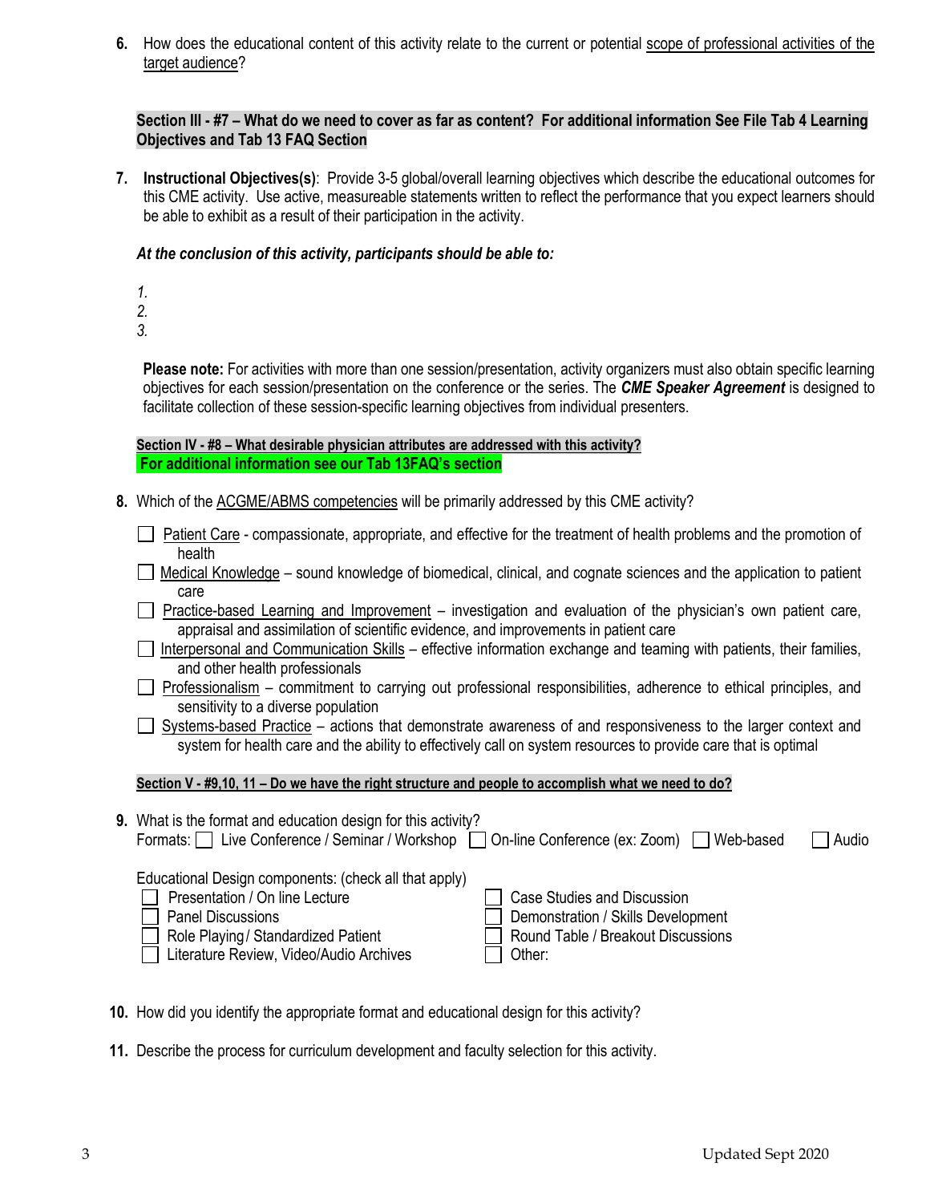6. How does the educational content of this activity relate to the current or potential scope of professional activities of the target audience?

**Section III - #7 – What do we need to cover as far as content? For additional information See File Tab 4 Learning Objectives and Tab 13 FAQ Section**

7. **Instructional Objectives(s)**: Provide 3-5 global/overall learning objectives which describe the educational outcomes for this CME activity. Use active, measureable statements written to reflect the performance that you expect learners should be able to exhibit as a result of their participation in the activity.

***At the conclusion of this activity, participants should be able to:***

*1.*
*2.*
*3.*

**Please note:** For activities with more than one session/presentation, activity organizers must also obtain specific learning objectives for each session/presentation on the conference or the series. The ***CME Speaker Agreement*** is designed to facilitate collection of these session-specific learning objectives from individual presenters.

**Section IV - #8 – What desirable physician attributes are addressed with this activity?**
**For additional information see our Tab 13FAQ's section**

8. Which of the ACGME/ABMS competencies will be primarily addressed by this CME activity?

- ☐ Patient Care - compassionate, appropriate, and effective for the treatment of health problems and the promotion of health
- ☐ Medical Knowledge – sound knowledge of biomedical, clinical, and cognate sciences and the application to patient care
- ☐ Practice-based Learning and Improvement – investigation and evaluation of the physician's own patient care, appraisal and assimilation of scientific evidence, and improvements in patient care
- ☐ Interpersonal and Communication Skills – effective information exchange and teaming with patients, their families, and other health professionals
- ☐ Professionalism – commitment to carrying out professional responsibilities, adherence to ethical principles, and sensitivity to a diverse population
- ☐ Systems-based Practice – actions that demonstrate awareness of and responsiveness to the larger context and system for health care and the ability to effectively call on system resources to provide care that is optimal

**Section V - #9,10, 11 – Do we have the right structure and people to accomplish what we need to do?**

9. What is the format and education design for this activity?
Formats: ☐ Live Conference / Seminar / Workshop ☐ On-line Conference (ex: Zoom) ☐ Web-based ☐ Audio

Educational Design components: (check all that apply)

- ☐ Presentation / On line Lecture
- ☐ Panel Discussions
- ☐ Role Playing / Standardized Patient
- ☐ Literature Review, Video/Audio Archives
- ☐ Case Studies and Discussion
- ☐ Demonstration / Skills Development
- ☐ Round Table / Breakout Discussions
- ☐ Other:

10. How did you identify the appropriate format and educational design for this activity?

11. Describe the process for curriculum development and faculty selection for this activity.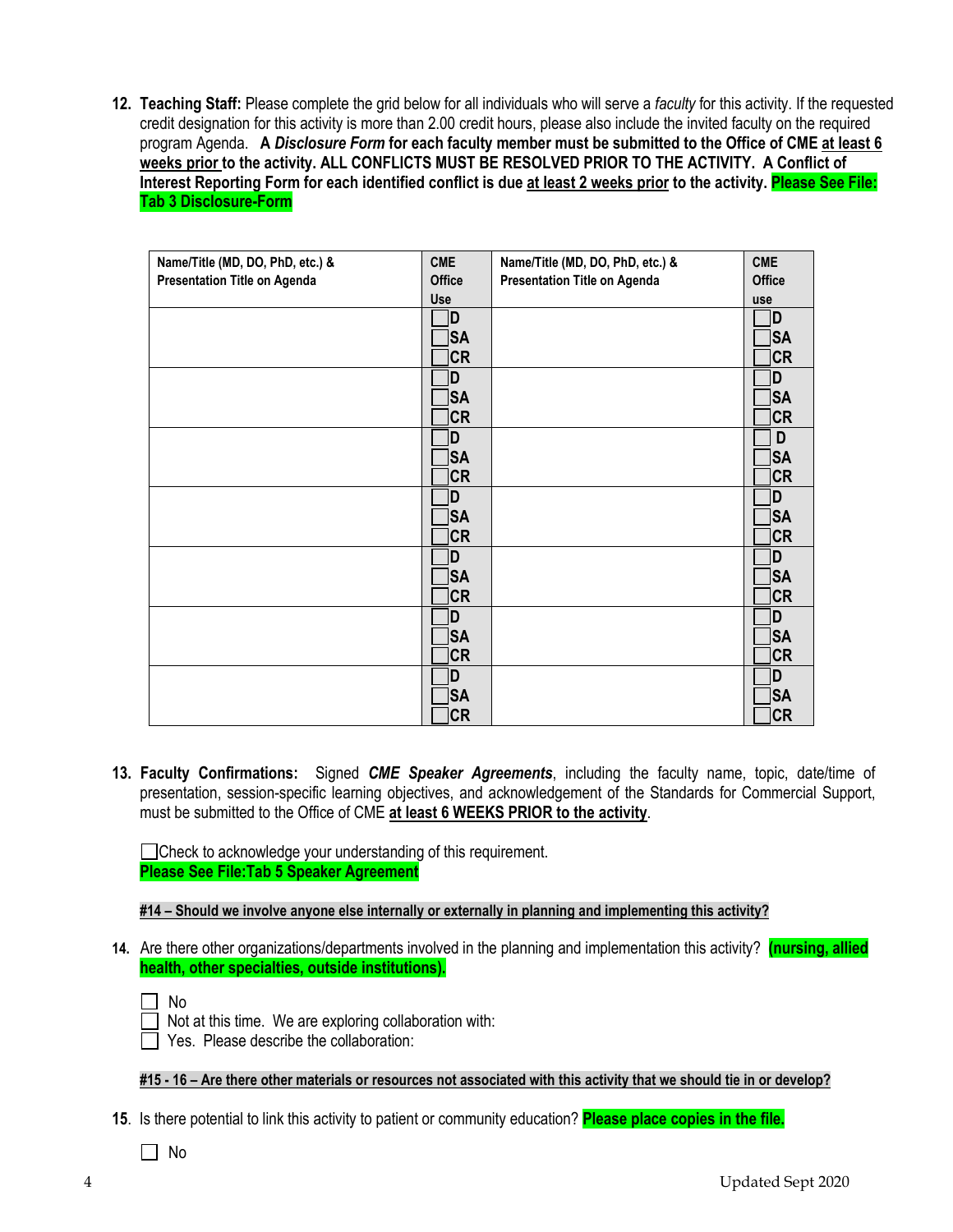**12. Teaching Staff:** Please complete the grid below for all individuals who will serve a *faculty* for this activity. If the requested credit designation for this activity is more than 2.00 credit hours, please also include the invited faculty on the required program Agenda. **A *Disclosure Form* for each faculty member must be submitted to the Office of CME <u>at least 6 weeks prior</u> to the activity. ALL CONFLICTS MUST BE RESOLVED PRIOR TO THE ACTIVITY. A Conflict of Interest Reporting Form for each identified conflict is due <u>at least 2 weeks prior</u> to the activity. Please See File: Tab 3 Disclosure-Form**

| Name/Title (MD, DO, PhD, etc.) & Presentation Title on Agenda | CME Office Use | Name/Title (MD, DO, PhD, etc.) & Presentation Title on Agenda | CME Office use |
|---|---|---|---|
| | ☐D ☐SA ☐CR | | ☐D ☐SA ☐CR |
| | ☐D ☐SA ☐CR | | ☐D ☐SA ☐CR |
| | ☐D ☐SA ☐CR | | ☐D ☐SA ☐CR |
| | ☐D ☐SA ☐CR | | ☐D ☐SA ☐CR |
| | ☐D ☐SA ☐CR | | ☐D ☐SA ☐CR |
| | ☐D ☐SA ☐CR | | ☐D ☐SA ☐CR |
| | ☐D ☐SA ☐CR | | ☐D ☐SA ☐CR |

**13. Faculty Confirmations:** Signed ***CME Speaker Agreements***, including the faculty name, topic, date/time of presentation, session-specific learning objectives, and acknowledgement of the Standards for Commercial Support, must be submitted to the Office of CME **<u>at least 6 WEEKS PRIOR to the activity</u>**.

☐ Check to acknowledge your understanding of this requirement.
**Please See File:Tab 5 Speaker Agreement**

**<u>#14 – Should we involve anyone else internally or externally in planning and implementing this activity?</u>**

**14.** Are there other organizations/departments involved in the planning and implementation this activity? **(nursing, allied health, other specialties, outside institutions).**

☐ No
☐ Not at this time. We are exploring collaboration with:
☐ Yes. Please describe the collaboration:

**<u>#15 - 16 – Are there other materials or resources not associated with this activity that we should tie in or develop?</u>**

**15**. Is there potential to link this activity to patient or community education? **Please place copies in the file.**

☐ No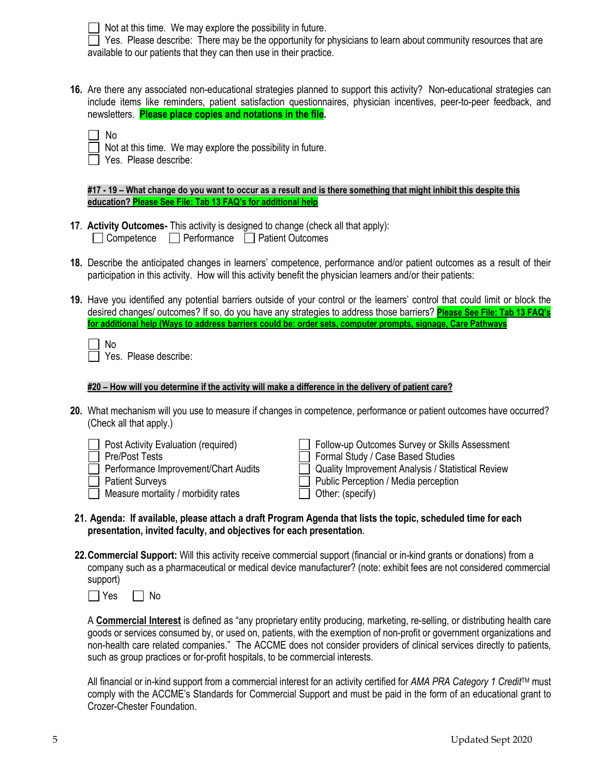☐ Not at this time. We may explore the possibility in future.
☐ Yes. Please describe: There may be the opportunity for physicians to learn about community resources that are available to our patients that they can then use in their practice.

**16.** Are there any associated non-educational strategies planned to support this activity? Non-educational strategies can include items like reminders, patient satisfaction questionnaires, physician incentives, peer-to-peer feedback, and newsletters. **Please place copies and notations in the file.**

☐ No
☐ Not at this time. We may explore the possibility in future.
☐ Yes. Please describe:

**#17 - 19 – What change do you want to occur as a result and is there something that might inhibit this despite this education? Please See File: Tab 13 FAQ's for additional help**

**17**. **Activity Outcomes-** This activity is designed to change (check all that apply):
☐ Competence ☐ Performance ☐ Patient Outcomes

**18.** Describe the anticipated changes in learners' competence, performance and/or patient outcomes as a result of their participation in this activity. How will this activity benefit the physician learners and/or their patients:

**19.** Have you identified any potential barriers outside of your control or the learners' control that could limit or block the desired changes/ outcomes? If so, do you have any strategies to address those barriers? **Please See File: Tab 13 FAQ's for additional help (Ways to address barriers could be: order sets, computer prompts, signage, Care Pathways**

☐ No
☐ Yes. Please describe:

**#20 – How will you determine if the activity will make a difference in the delivery of patient care?**

**20.** What mechanism will you use to measure if changes in competence, performance or patient outcomes have occurred? (Check all that apply.)

☐ Post Activity Evaluation (required)
☐ Pre/Post Tests
☐ Performance Improvement/Chart Audits
☐ Patient Surveys
☐ Measure mortality / morbidity rates
☐ Follow-up Outcomes Survey or Skills Assessment
☐ Formal Study / Case Based Studies
☐ Quality Improvement Analysis / Statistical Review
☐ Public Perception / Media perception
☐ Other: (specify)

**21. Agenda: If available, please attach a draft Program Agenda that lists the topic, scheduled time for each presentation, invited faculty, and objectives for each presentation**.

**22. Commercial Support:** Will this activity receive commercial support (financial or in-kind grants or donations) from a company such as a pharmaceutical or medical device manufacturer? (note: exhibit fees are not considered commercial support)

☐ Yes ☐ No

A **Commercial Interest** is defined as "any proprietary entity producing, marketing, re-selling, or distributing health care goods or services consumed by, or used on, patients, with the exemption of non-profit or government organizations and non-health care related companies." The ACCME does not consider providers of clinical services directly to patients, such as group practices or for-profit hospitals, to be commercial interests.

All financial or in-kind support from a commercial interest for an activity certified for *AMA PRA Category 1 Credit*™ must comply with the ACCME's Standards for Commercial Support and must be paid in the form of an educational grant to Crozer-Chester Foundation.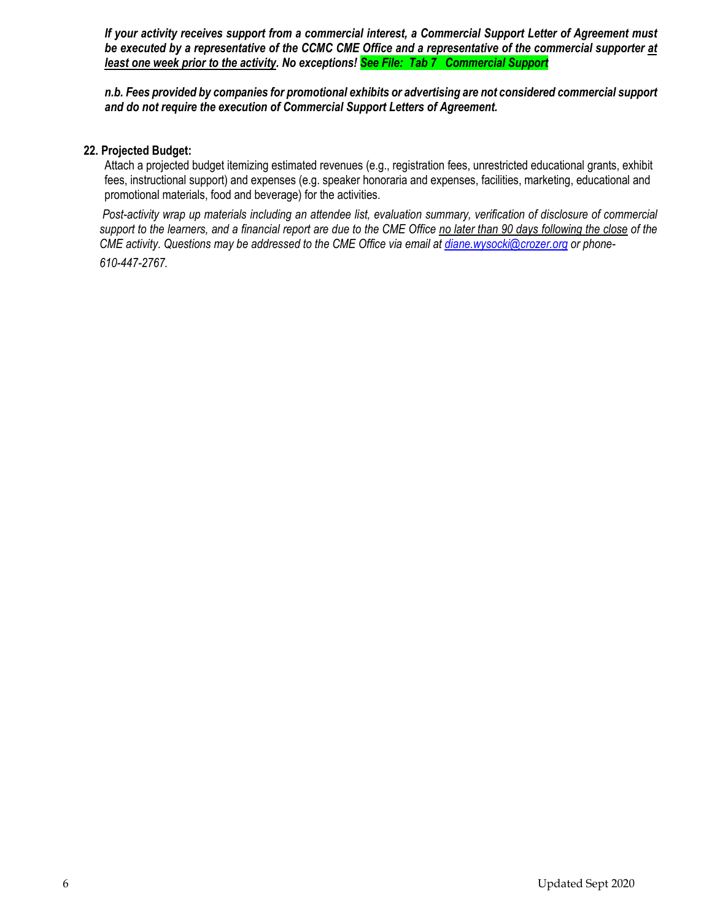***If your activity receives support from a commercial interest, a Commercial Support Letter of Agreement must be executed by a representative of the CCMC CME Office and a representative of the commercial supporter <u>at least one week prior to the activity</u>. No exceptions! See File: Tab 7 Commercial Support***

***n.b. Fees provided by companies for promotional exhibits or advertising are not considered commercial support and do not require the execution of Commercial Support Letters of Agreement.***

**22. Projected Budget:**

Attach a projected budget itemizing estimated revenues (e.g., registration fees, unrestricted educational grants, exhibit fees, instructional support) and expenses (e.g. speaker honoraria and expenses, facilities, marketing, educational and promotional materials, food and beverage) for the activities.

*Post-activity wrap up materials including an attendee list, evaluation summary, verification of disclosure of commercial support to the learners, and a financial report are due to the CME Office <u>no later than 90 days following the close</u> of the CME activity. Questions may be addressed to the CME Office via email at diane.wysocki@crozer.org or phone-610-447-2767.*

Updated Sept 2020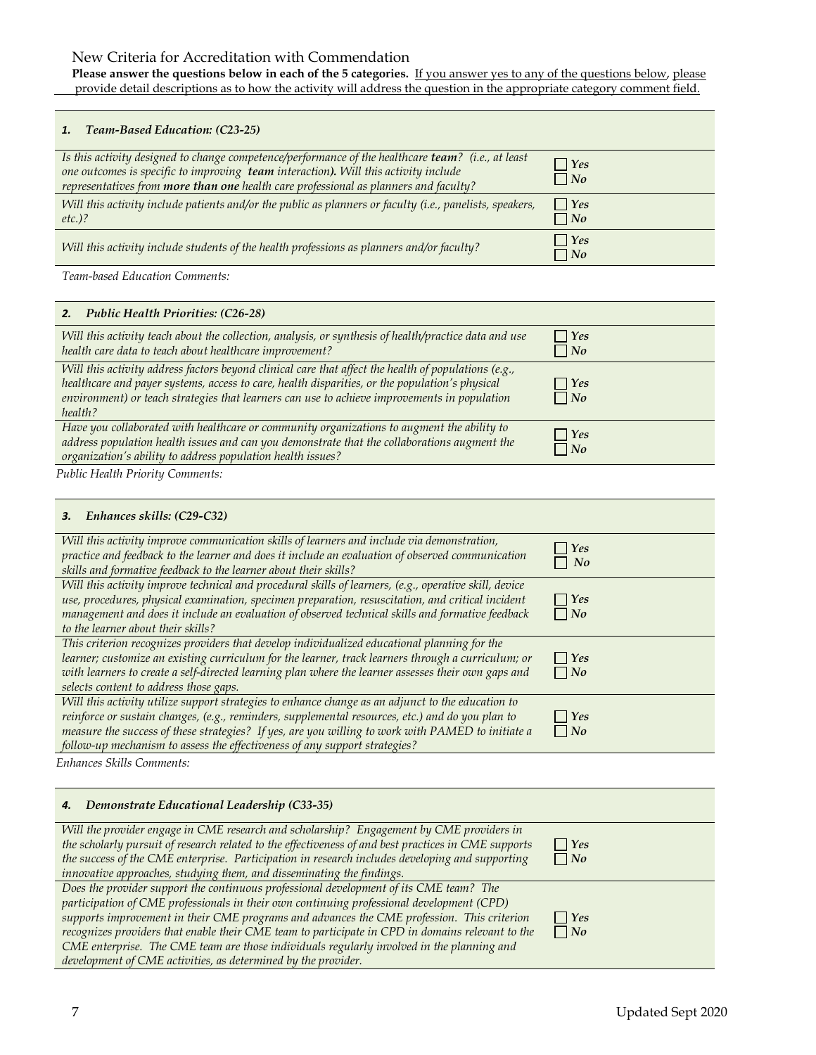New Criteria for Accreditation with Commendation

**Please answer the questions below in each of the 5 categories.** <u>If you answer yes to any of the questions below, please provide detail descriptions as to how the activity will address the question in the appropriate category comment field.</u>

| ***1. Team-Based Education: (C23-25)*** | |
|---|---|
| *Is this activity designed to change competence/performance of the healthcare **team**? (i.e., at least one outcomes is specific to improving **team** interaction). Will this activity include representatives from **more than one** health care professional as planners and faculty?* | ☐ ***Yes*** ☐ ***No*** |
| *Will this activity include patients and/or the public as planners or faculty (i.e., panelists, speakers, etc.)?* | ☐ ***Yes*** ☐ ***No*** |
| *Will this activity include students of the health professions as planners and/or faculty?* | ☐ ***Yes*** ☐ ***No*** |

*Team-based Education Comments:*

| ***2. Public Health Priorities: (C26-28)*** | |
|---|---|
| *Will this activity teach about the collection, analysis, or synthesis of health/practice data and use health care data to teach about healthcare improvement?* | ☐ ***Yes*** ☐ ***No*** |
| *Will this activity address factors beyond clinical care that affect the health of populations (e.g., healthcare and payer systems, access to care, health disparities, or the population's physical environment) or teach strategies that learners can use to achieve improvements in population health?* | ☐ ***Yes*** ☐ ***No*** |
| *Have you collaborated with healthcare or community organizations to augment the ability to address population health issues and can you demonstrate that the collaborations augment the organization's ability to address population health issues?* | ☐ ***Yes*** ☐ ***No*** |

*Public Health Priority Comments:*

| ***3. Enhances skills: (C29-C32)*** | |
|---|---|
| *Will this activity improve communication skills of learners and include via demonstration, practice and feedback to the learner and does it include an evaluation of observed communication skills and formative feedback to the learner about their skills?* | ☐ ***Yes*** ☐ ***No*** |
| *Will this activity improve technical and procedural skills of learners, (e.g., operative skill, device use, procedures, physical examination, specimen preparation, resuscitation, and critical incident management and does it include an evaluation of observed technical skills and formative feedback to the learner about their skills?* | ☐ ***Yes*** ☐ ***No*** |
| *This criterion recognizes providers that develop individualized educational planning for the learner; customize an existing curriculum for the learner, track learners through a curriculum; or with learners to create a self-directed learning plan where the learner assesses their own gaps and selects content to address those gaps.* | ☐ ***Yes*** ☐ ***No*** |
| *Will this activity utilize support strategies to enhance change as an adjunct to the education to reinforce or sustain changes, (e.g., reminders, supplemental resources, etc.) and do you plan to measure the success of these strategies? If yes, are you willing to work with PAMED to initiate a follow-up mechanism to assess the effectiveness of any support strategies?* | ☐ ***Yes*** ☐ ***No*** |

*Enhances Skills Comments:*

| ***4. Demonstrate Educational Leadership (C33-35)*** | |
|---|---|
| *Will the provider engage in CME research and scholarship? Engagement by CME providers in the scholarly pursuit of research related to the effectiveness of and best practices in CME supports the success of the CME enterprise. Participation in research includes developing and supporting innovative approaches, studying them, and disseminating the findings.* | ☐ ***Yes*** ☐ ***No*** |
| *Does the provider support the continuous professional development of its CME team? The participation of CME professionals in their own continuing professional development (CPD) supports improvement in their CME programs and advances the CME profession. This criterion recognizes providers that enable their CME team to participate in CPD in domains relevant to the CME enterprise. The CME team are those individuals regularly involved in the planning and development of CME activities, as determined by the provider.* | ☐ ***Yes*** ☐ ***No*** |

Updated Sept 2020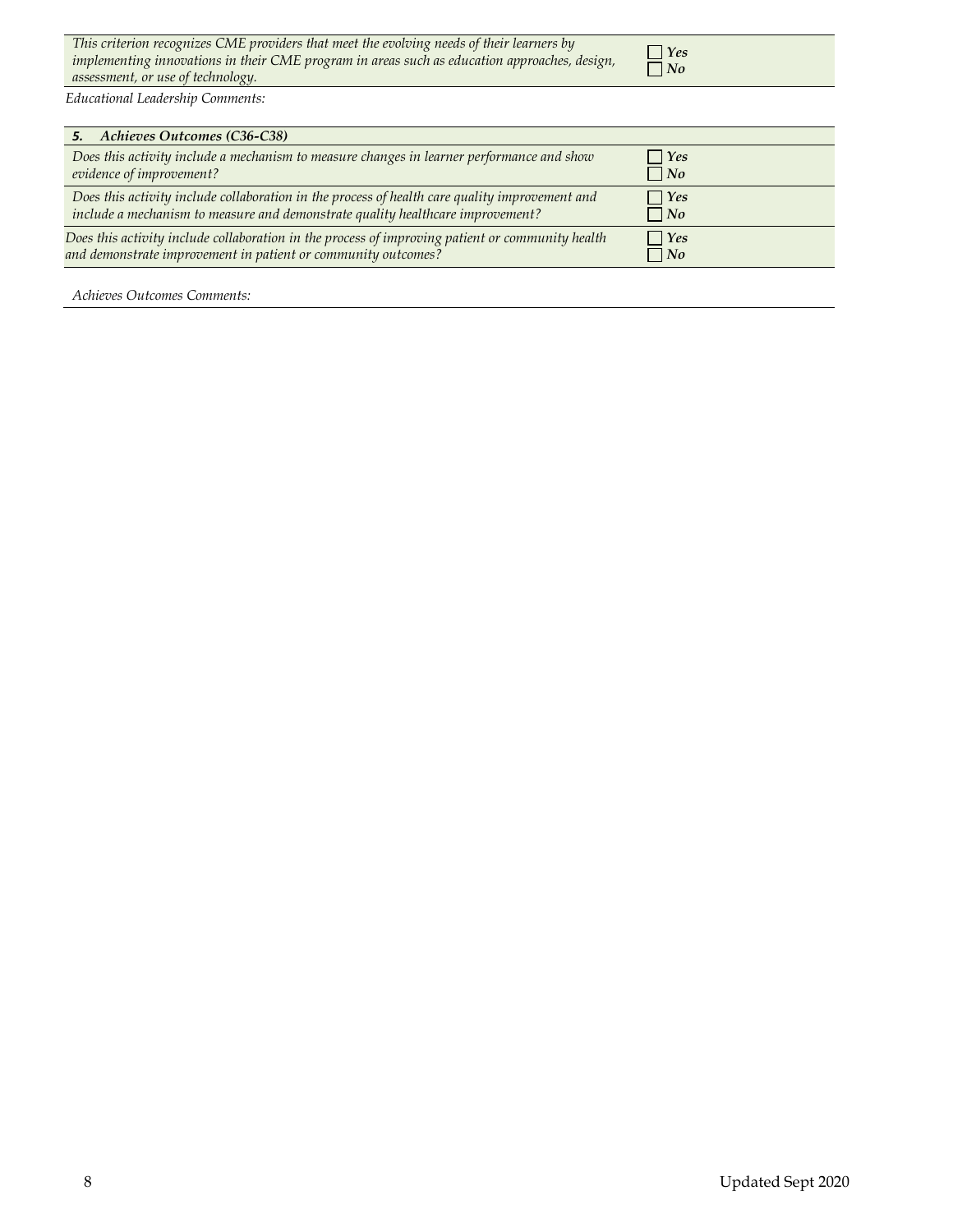| | |
|---|---|
| *This criterion recognizes CME providers that meet the evolving needs of their learners by implementing innovations in their CME program in areas such as education approaches, design, assessment, or use of technology.* | ☐ ***Yes***<br>☐ ***No*** |

*Educational Leadership Comments:*

| ***5. Achieves Outcomes (C36-C38)*** | |
|---|---|
| *Does this activity include a mechanism to measure changes in learner performance and show evidence of improvement?* | ☐ ***Yes***<br>☐ ***No*** |
| *Does this activity include collaboration in the process of health care quality improvement and include a mechanism to measure and demonstrate quality healthcare improvement?* | ☐ ***Yes***<br>☐ ***No*** |
| *Does this activity include collaboration in the process of improving patient or community health and demonstrate improvement in patient or community outcomes?* | ☐ ***Yes***<br>☐ ***No*** |

*Achieves Outcomes Comments:*

Updated Sept 2020